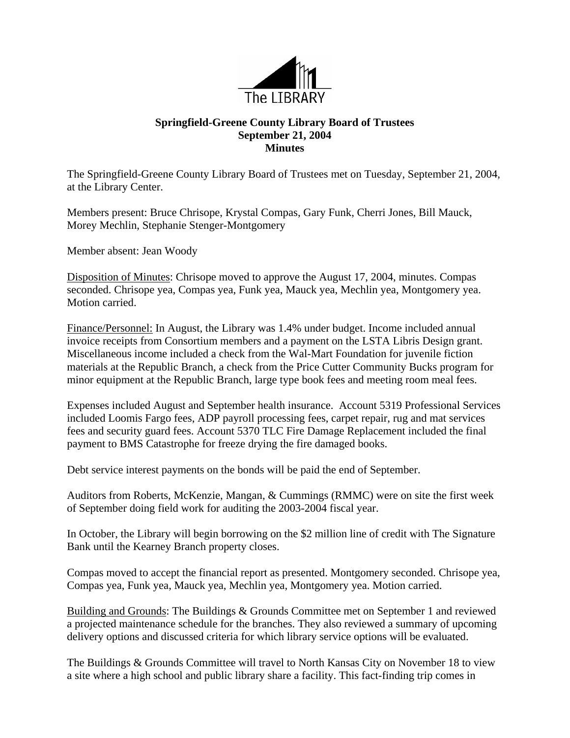# Springfield-Greene County Library Board of Trustees
## September 21, 2004
## Minutes

The Springfield-Greene County Library Board of Trustees met on Tuesday, September 21, 2004, at the Library Center.

Members present: Bruce Chrisope, Krystal Compas, Gary Funk, Cherri Jones, Bill Mauck, Morey Mechlin, Stephanie Stenger-Montgomery

Member absent: Jean Woody

Disposition of Minutes: Chrisope moved to approve the August 17, 2004, minutes. Compas seconded. Chrisope yea, Compas yea, Funk yea, Mauck yea, Mechlin yea, Montgomery yea. Motion carried.

Finance/Personnel: In August, the Library was 1.4% under budget. Income included annual invoice receipts from Consortium members and a payment on the LSTA Libris Design grant. Miscellaneous income included a check from the Wal-Mart Foundation for juvenile fiction materials at the Republic Branch, a check from the Price Cutter Community Bucks program for minor equipment at the Republic Branch, large type book fees and meeting room meal fees.

Expenses included August and September health insurance. Account 5319 Professional Services included Loomis Fargo fees, ADP payroll processing fees, carpet repair, rug and mat services fees and security guard fees. Account 5370 TLC Fire Damage Replacement included the final payment to BMS Catastrophe for freeze drying the fire damaged books.

Debt service interest payments on the bonds will be paid the end of September.

Auditors from Roberts, McKenzie, Mangan, & Cummings (RMMC) were on site the first week of September doing field work for auditing the 2003-2004 fiscal year.

In October, the Library will begin borrowing on the $2 million line of credit with The Signature Bank until the Kearney Branch property closes.

Compas moved to accept the financial report as presented. Montgomery seconded. Chrisope yea, Compas yea, Funk yea, Mauck yea, Mechlin yea, Montgomery yea. Motion carried.

Building and Grounds: The Buildings & Grounds Committee met on September 1 and reviewed a projected maintenance schedule for the branches. They also reviewed a summary of upcoming delivery options and discussed criteria for which library service options will be evaluated.

The Buildings & Grounds Committee will travel to North Kansas City on November 18 to view a site where a high school and public library share a facility. This fact-finding trip comes in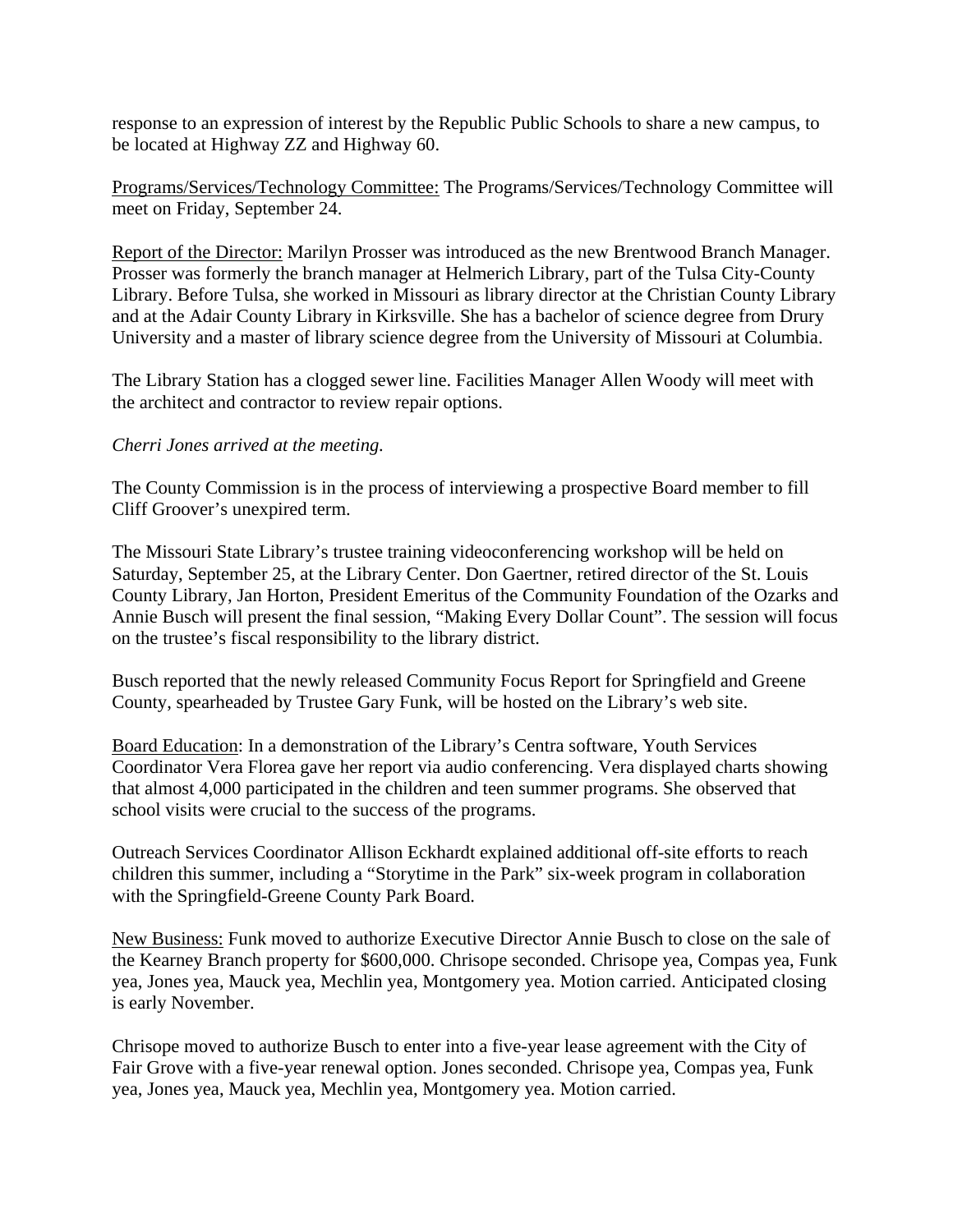response to an expression of interest by the Republic Public Schools to share a new campus, to be located at Highway ZZ and Highway 60.

<u>Programs/Services/Technology Committee:</u> The Programs/Services/Technology Committee will meet on Friday, September 24.

<u>Report of the Director:</u> Marilyn Prosser was introduced as the new Brentwood Branch Manager. Prosser was formerly the branch manager at Helmerich Library, part of the Tulsa City-County Library. Before Tulsa, she worked in Missouri as library director at the Christian County Library and at the Adair County Library in Kirksville. She has a bachelor of science degree from Drury University and a master of library science degree from the University of Missouri at Columbia.

The Library Station has a clogged sewer line. Facilities Manager Allen Woody will meet with the architect and contractor to review repair options.

*Cherri Jones arrived at the meeting.*

The County Commission is in the process of interviewing a prospective Board member to fill Cliff Groover's unexpired term.

The Missouri State Library's trustee training videoconferencing workshop will be held on Saturday, September 25, at the Library Center. Don Gaertner, retired director of the St. Louis County Library, Jan Horton, President Emeritus of the Community Foundation of the Ozarks and Annie Busch will present the final session, "Making Every Dollar Count". The session will focus on the trustee's fiscal responsibility to the library district.

Busch reported that the newly released Community Focus Report for Springfield and Greene County, spearheaded by Trustee Gary Funk, will be hosted on the Library's web site.

<u>Board Education</u>: In a demonstration of the Library's Centra software, Youth Services Coordinator Vera Florea gave her report via audio conferencing. Vera displayed charts showing that almost 4,000 participated in the children and teen summer programs. She observed that school visits were crucial to the success of the programs.

Outreach Services Coordinator Allison Eckhardt explained additional off-site efforts to reach children this summer, including a "Storytime in the Park" six-week program in collaboration with the Springfield-Greene County Park Board.

<u>New Business:</u> Funk moved to authorize Executive Director Annie Busch to close on the sale of the Kearney Branch property for $600,000. Chrisope seconded. Chrisope yea, Compas yea, Funk yea, Jones yea, Mauck yea, Mechlin yea, Montgomery yea. Motion carried. Anticipated closing is early November.

Chrisope moved to authorize Busch to enter into a five-year lease agreement with the City of Fair Grove with a five-year renewal option. Jones seconded. Chrisope yea, Compas yea, Funk yea, Jones yea, Mauck yea, Mechlin yea, Montgomery yea. Motion carried.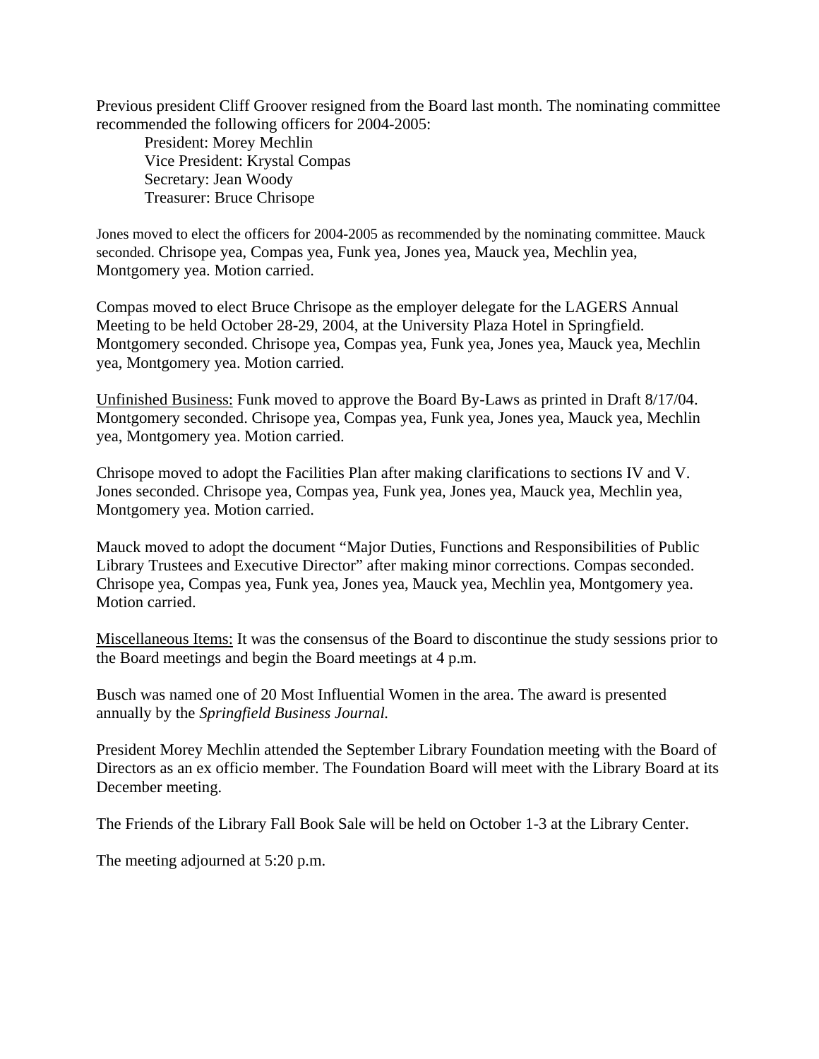Previous president Cliff Groover resigned from the Board last month. The nominating committee recommended the following officers for 2004-2005:

President: Morey Mechlin
Vice President: Krystal Compas
Secretary: Jean Woody
Treasurer: Bruce Chrisope

Jones moved to elect the officers for 2004-2005 as recommended by the nominating committee. Mauck seconded. Chrisope yea, Compas yea, Funk yea, Jones yea, Mauck yea, Mechlin yea, Montgomery yea. Motion carried.

Compas moved to elect Bruce Chrisope as the employer delegate for the LAGERS Annual Meeting to be held October 28-29, 2004, at the University Plaza Hotel in Springfield. Montgomery seconded. Chrisope yea, Compas yea, Funk yea, Jones yea, Mauck yea, Mechlin yea, Montgomery yea. Motion carried.

Unfinished Business: Funk moved to approve the Board By-Laws as printed in Draft 8/17/04. Montgomery seconded. Chrisope yea, Compas yea, Funk yea, Jones yea, Mauck yea, Mechlin yea, Montgomery yea. Motion carried.

Chrisope moved to adopt the Facilities Plan after making clarifications to sections IV and V. Jones seconded. Chrisope yea, Compas yea, Funk yea, Jones yea, Mauck yea, Mechlin yea, Montgomery yea. Motion carried.

Mauck moved to adopt the document "Major Duties, Functions and Responsibilities of Public Library Trustees and Executive Director" after making minor corrections. Compas seconded. Chrisope yea, Compas yea, Funk yea, Jones yea, Mauck yea, Mechlin yea, Montgomery yea. Motion carried.

Miscellaneous Items: It was the consensus of the Board to discontinue the study sessions prior to the Board meetings and begin the Board meetings at 4 p.m.

Busch was named one of 20 Most Influential Women in the area. The award is presented annually by the *Springfield Business Journal.*

President Morey Mechlin attended the September Library Foundation meeting with the Board of Directors as an ex officio member. The Foundation Board will meet with the Library Board at its December meeting.

The Friends of the Library Fall Book Sale will be held on October 1-3 at the Library Center.

The meeting adjourned at 5:20 p.m.